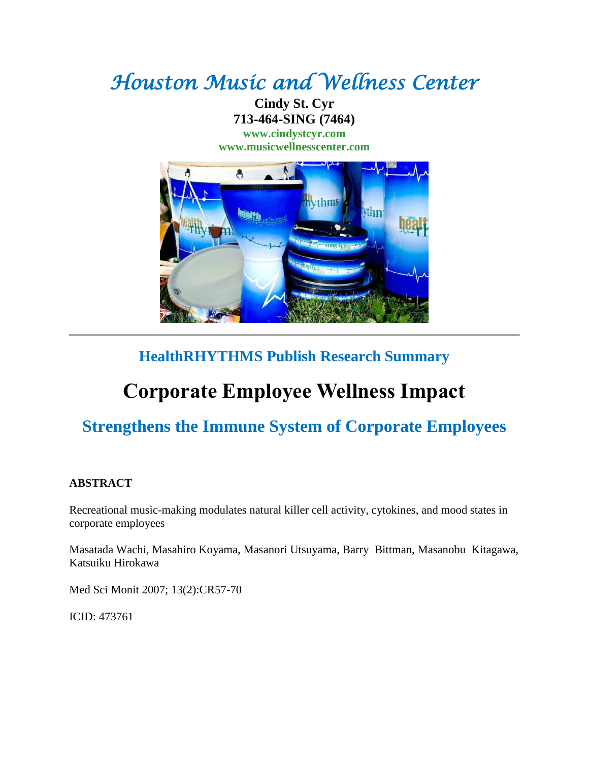# *Houston Music and Wellness Center*

**Cindy St. Cyr**
**713-464-SING (7464)**
**www.cindystcyr.com**
**www.musicwellnesscenter.com**

---

## HealthRHYTHMS Publish Research Summary

# Corporate Employee Wellness Impact

## Strengthens the Immune System of Corporate Employees

**ABSTRACT**

Recreational music-making modulates natural killer cell activity, cytokines, and mood states in corporate employees

Masatada Wachi, Masahiro Koyama, Masanori Utsuyama, Barry Bittman, Masanobu Kitagawa, Katsuiku Hirokawa

Med Sci Monit 2007; 13(2):CR57-70

ICID: 473761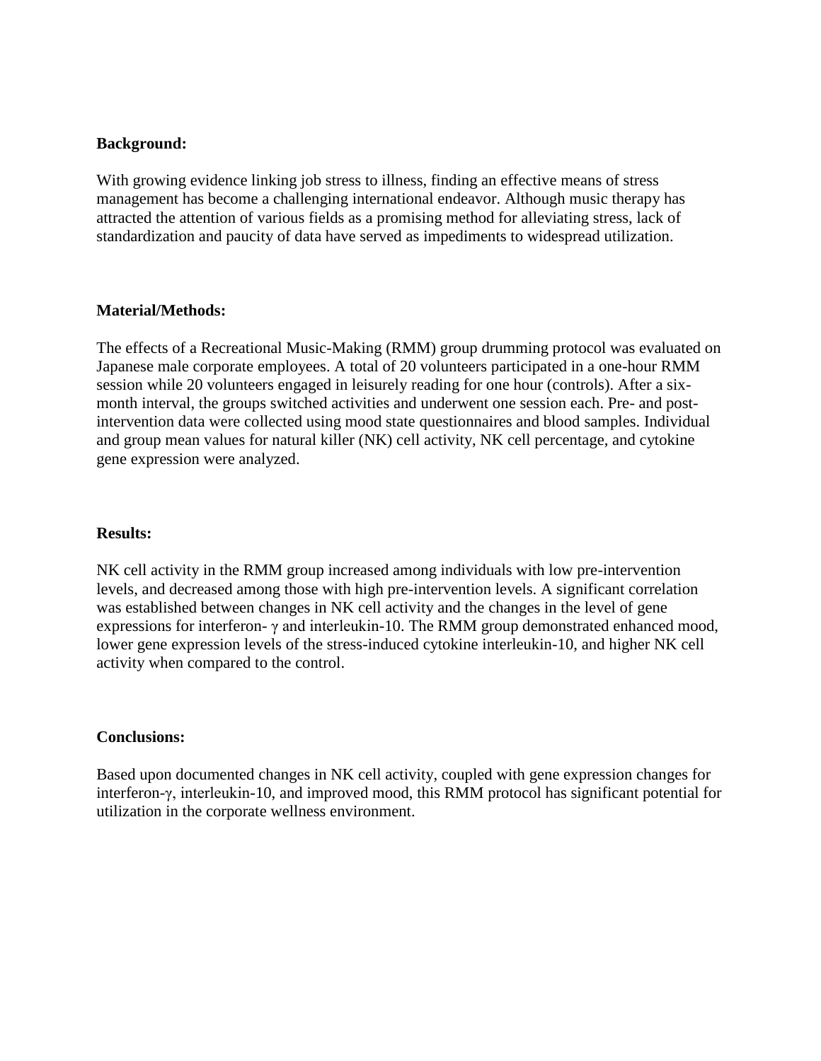**Background:**

With growing evidence linking job stress to illness, finding an effective means of stress management has become a challenging international endeavor. Although music therapy has attracted the attention of various fields as a promising method for alleviating stress, lack of standardization and paucity of data have served as impediments to widespread utilization.

**Material/Methods:**

The effects of a Recreational Music-Making (RMM) group drumming protocol was evaluated on Japanese male corporate employees. A total of 20 volunteers participated in a one-hour RMM session while 20 volunteers engaged in leisurely reading for one hour (controls). After a six-month interval, the groups switched activities and underwent one session each. Pre- and post-intervention data were collected using mood state questionnaires and blood samples. Individual and group mean values for natural killer (NK) cell activity, NK cell percentage, and cytokine gene expression were analyzed.

**Results:**

NK cell activity in the RMM group increased among individuals with low pre-intervention levels, and decreased among those with high pre-intervention levels. A significant correlation was established between changes in NK cell activity and the changes in the level of gene expressions for interferon- γ and interleukin-10. The RMM group demonstrated enhanced mood, lower gene expression levels of the stress-induced cytokine interleukin-10, and higher NK cell activity when compared to the control.

**Conclusions:**

Based upon documented changes in NK cell activity, coupled with gene expression changes for interferon-γ, interleukin-10, and improved mood, this RMM protocol has significant potential for utilization in the corporate wellness environment.